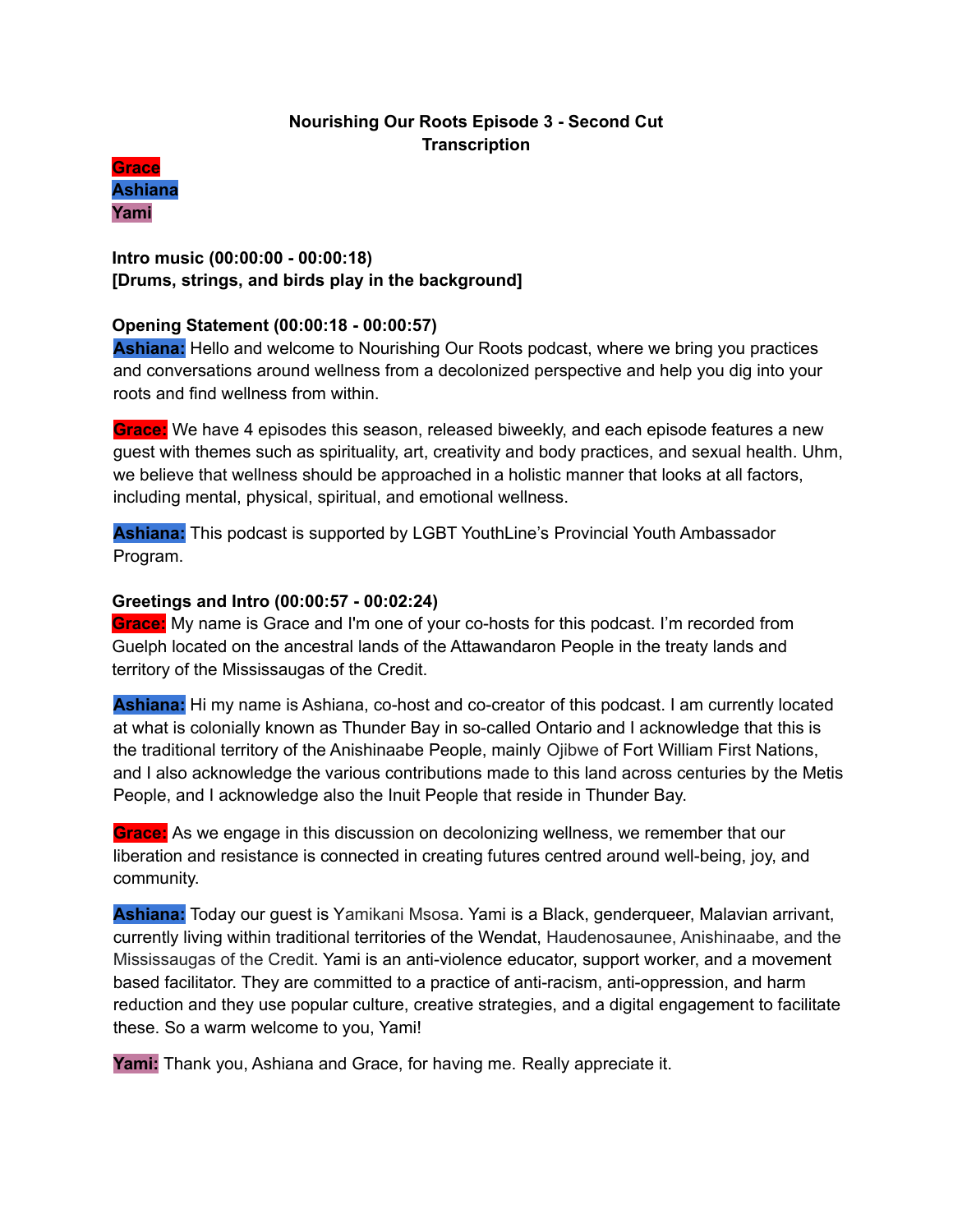**Nourishing Our Roots Episode 3 - Second Cut**
**Transcription**

**Grace**
**Ashiana**
**Yami**

**Intro music (00:00:00 - 00:00:18)**
**[Drums, strings, and birds play in the background]**

**Opening Statement (00:00:18 - 00:00:57)**

**Ashiana:** Hello and welcome to Nourishing Our Roots podcast, where we bring you practices and conversations around wellness from a decolonized perspective and help you dig into your roots and find wellness from within.

**Grace:** We have 4 episodes this season, released biweekly, and each episode features a new guest with themes such as spirituality, art, creativity and body practices, and sexual health. Uhm, we believe that wellness should be approached in a holistic manner that looks at all factors, including mental, physical, spiritual, and emotional wellness.

**Ashiana:** This podcast is supported by LGBT YouthLine's Provincial Youth Ambassador Program.

**Greetings and Intro (00:00:57 - 00:02:24)**

**Grace:** My name is Grace and I'm one of your co-hosts for this podcast. I'm recorded from Guelph located on the ancestral lands of the Attawandaron People in the treaty lands and territory of the Mississaugas of the Credit.

**Ashiana:** Hi my name is Ashiana, co-host and co-creator of this podcast. I am currently located at what is colonially known as Thunder Bay in so-called Ontario and I acknowledge that this is the traditional territory of the Anishinaabe People, mainly Ojibwe of Fort William First Nations, and I also acknowledge the various contributions made to this land across centuries by the Metis People, and I acknowledge also the Inuit People that reside in Thunder Bay.

**Grace:** As we engage in this discussion on decolonizing wellness, we remember that our liberation and resistance is connected in creating futures centred around well-being, joy, and community.

**Ashiana:** Today our guest is Yamikani Msosa. Yami is a Black, genderqueer, Malavian arrivant, currently living within traditional territories of the Wendat, Haudenosaunee, Anishinaabe, and the Mississaugas of the Credit. Yami is an anti-violence educator, support worker, and a movement based facilitator. They are committed to a practice of anti-racism, anti-oppression, and harm reduction and they use popular culture, creative strategies, and a digital engagement to facilitate these. So a warm welcome to you, Yami!

**Yami:** Thank you, Ashiana and Grace, for having me. Really appreciate it.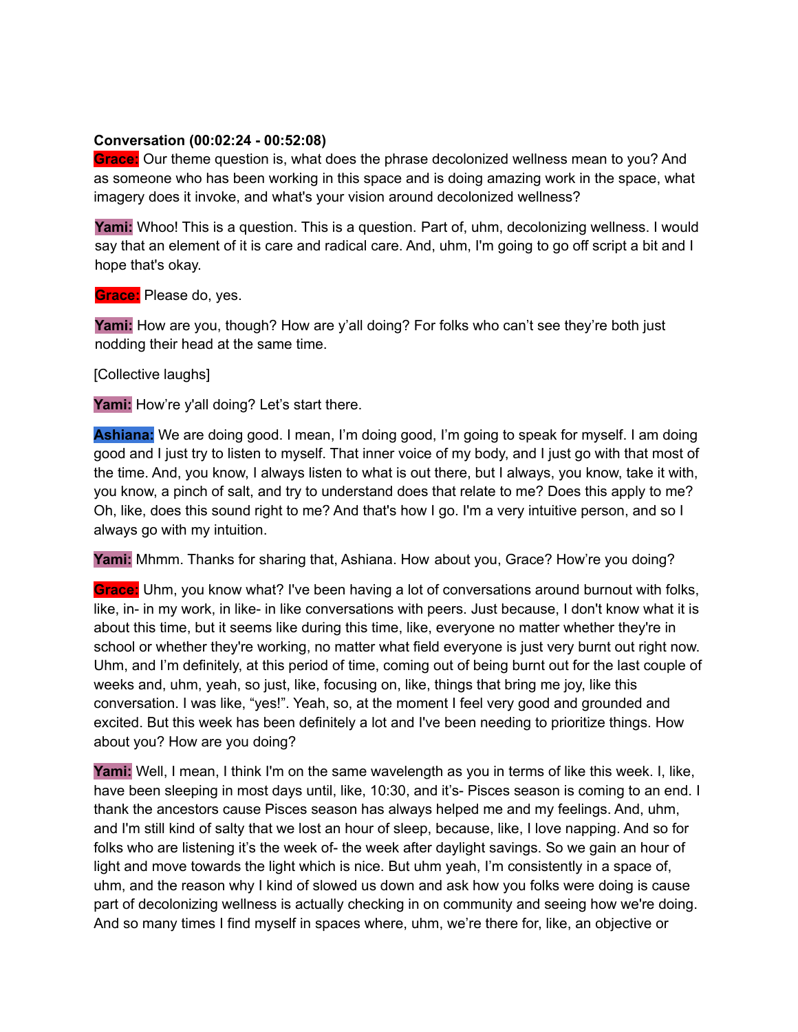**Conversation (00:02:24 - 00:52:08)**

**Grace:** Our theme question is, what does the phrase decolonized wellness mean to you? And as someone who has been working in this space and is doing amazing work in the space, what imagery does it invoke, and what's your vision around decolonized wellness?

**Yami:** Whoo! This is a question. This is a question. Part of, uhm, decolonizing wellness. I would say that an element of it is care and radical care. And, uhm, I'm going to go off script a bit and I hope that's okay.

**Grace:** Please do, yes.

**Yami:** How are you, though? How are y'all doing? For folks who can't see they're both just nodding their head at the same time.

[Collective laughs]

**Yami:** How're y'all doing? Let's start there.

**Ashiana:** We are doing good. I mean, I'm doing good, I'm going to speak for myself. I am doing good and I just try to listen to myself. That inner voice of my body, and I just go with that most of the time. And, you know, I always listen to what is out there, but I always, you know, take it with, you know, a pinch of salt, and try to understand does that relate to me? Does this apply to me? Oh, like, does this sound right to me? And that's how I go. I'm a very intuitive person, and so I always go with my intuition.

**Yami:** Mhmm. Thanks for sharing that, Ashiana. How about you, Grace? How're you doing?

**Grace:** Uhm, you know what? I've been having a lot of conversations around burnout with folks, like, in- in my work, in like- in like conversations with peers. Just because, I don't know what it is about this time, but it seems like during this time, like, everyone no matter whether they're in school or whether they're working, no matter what field everyone is just very burnt out right now. Uhm, and I'm definitely, at this period of time, coming out of being burnt out for the last couple of weeks and, uhm, yeah, so just, like, focusing on, like, things that bring me joy, like this conversation. I was like, "yes!". Yeah, so, at the moment I feel very good and grounded and excited. But this week has been definitely a lot and I've been needing to prioritize things. How about you? How are you doing?

**Yami:** Well, I mean, I think I'm on the same wavelength as you in terms of like this week. I, like, have been sleeping in most days until, like, 10:30, and it's- Pisces season is coming to an end. I thank the ancestors cause Pisces season has always helped me and my feelings. And, uhm, and I'm still kind of salty that we lost an hour of sleep, because, like, I love napping. And so for folks who are listening it's the week of- the week after daylight savings. So we gain an hour of light and move towards the light which is nice. But uhm yeah, I'm consistently in a space of, uhm, and the reason why I kind of slowed us down and ask how you folks were doing is cause part of decolonizing wellness is actually checking in on community and seeing how we're doing. And so many times I find myself in spaces where, uhm, we're there for, like, an objective or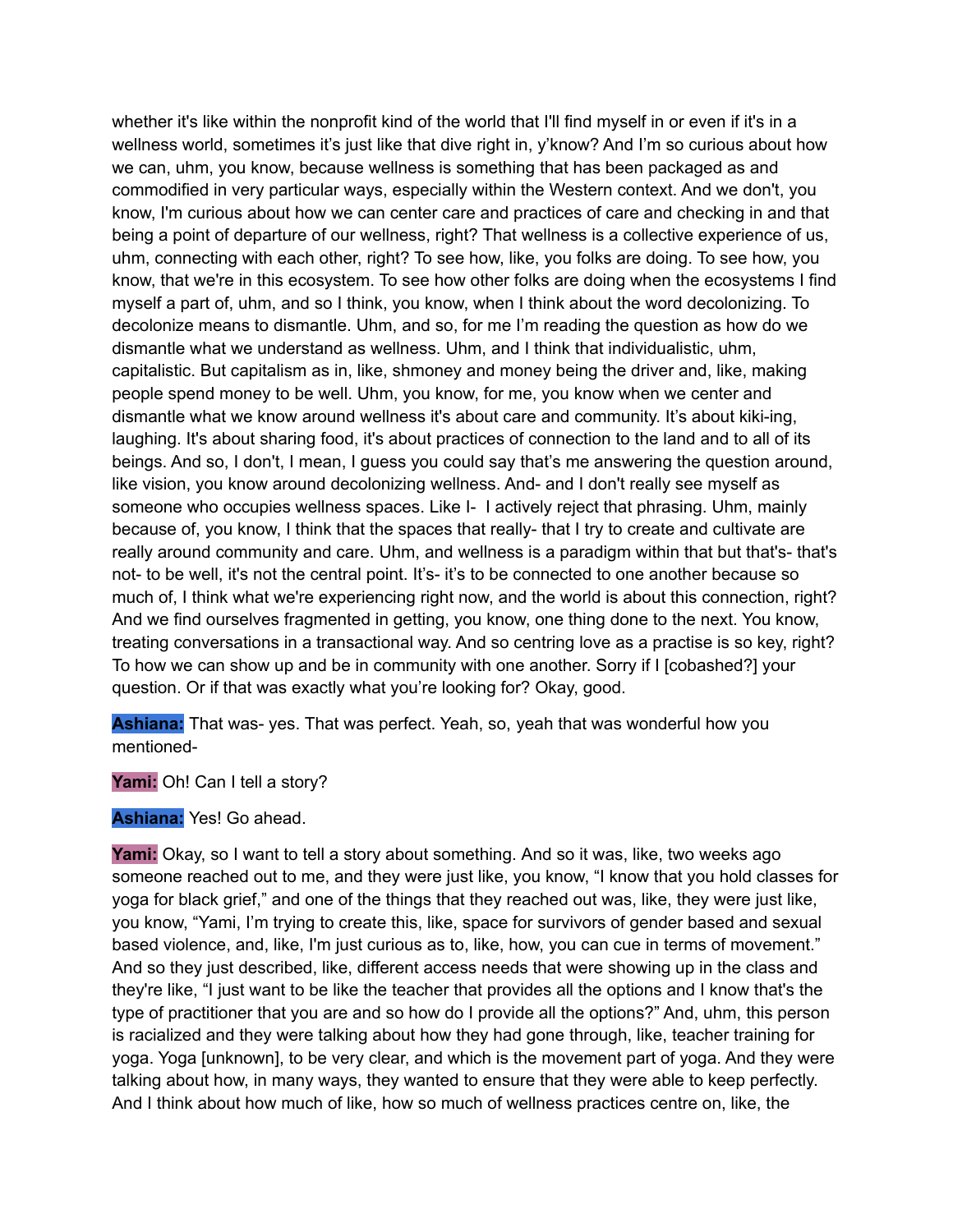whether it's like within the nonprofit kind of the world that I'll find myself in or even if it's in a wellness world, sometimes it's just like that dive right in, y'know? And I'm so curious about how we can, uhm, you know, because wellness is something that has been packaged as and commodified in very particular ways, especially within the Western context. And we don't, you know, I'm curious about how we can center care and practices of care and checking in and that being a point of departure of our wellness, right? That wellness is a collective experience of us, uhm, connecting with each other, right? To see how, like, you folks are doing. To see how, you know, that we're in this ecosystem. To see how other folks are doing when the ecosystems I find myself a part of, uhm, and so I think, you know, when I think about the word decolonizing. To decolonize means to dismantle. Uhm, and so, for me I'm reading the question as how do we dismantle what we understand as wellness. Uhm, and I think that individualistic, uhm, capitalistic. But capitalism as in, like, shmoney and money being the driver and, like, making people spend money to be well. Uhm, you know, for me, you know when we center and dismantle what we know around wellness it's about care and community. It's about kiki-ing, laughing. It's about sharing food, it's about practices of connection to the land and to all of its beings. And so, I don't, I mean, I guess you could say that's me answering the question around, like vision, you know around decolonizing wellness. And- and I don't really see myself as someone who occupies wellness spaces. Like I- I actively reject that phrasing. Uhm, mainly because of, you know, I think that the spaces that really- that I try to create and cultivate are really around community and care. Uhm, and wellness is a paradigm within that but that's- that's not- to be well, it's not the central point. It's- it's to be connected to one another because so much of, I think what we're experiencing right now, and the world is about this connection, right? And we find ourselves fragmented in getting, you know, one thing done to the next. You know, treating conversations in a transactional way. And so centring love as a practise is so key, right? To how we can show up and be in community with one another. Sorry if I [cobashed?] your question. Or if that was exactly what you're looking for? Okay, good.

**Ashiana:** That was- yes. That was perfect. Yeah, so, yeah that was wonderful how you mentioned-

**Yami:** Oh! Can I tell a story?

**Ashiana:** Yes! Go ahead.

**Yami:** Okay, so I want to tell a story about something. And so it was, like, two weeks ago someone reached out to me, and they were just like, you know, "I know that you hold classes for yoga for black grief," and one of the things that they reached out was, like, they were just like, you know, "Yami, I'm trying to create this, like, space for survivors of gender based and sexual based violence, and, like, I'm just curious as to, like, how, you can cue in terms of movement." And so they just described, like, different access needs that were showing up in the class and they're like, "I just want to be like the teacher that provides all the options and I know that's the type of practitioner that you are and so how do I provide all the options?" And, uhm, this person is racialized and they were talking about how they had gone through, like, teacher training for yoga. Yoga [unknown], to be very clear, and which is the movement part of yoga. And they were talking about how, in many ways, they wanted to ensure that they were able to keep perfectly. And I think about how much of like, how so much of wellness practices centre on, like, the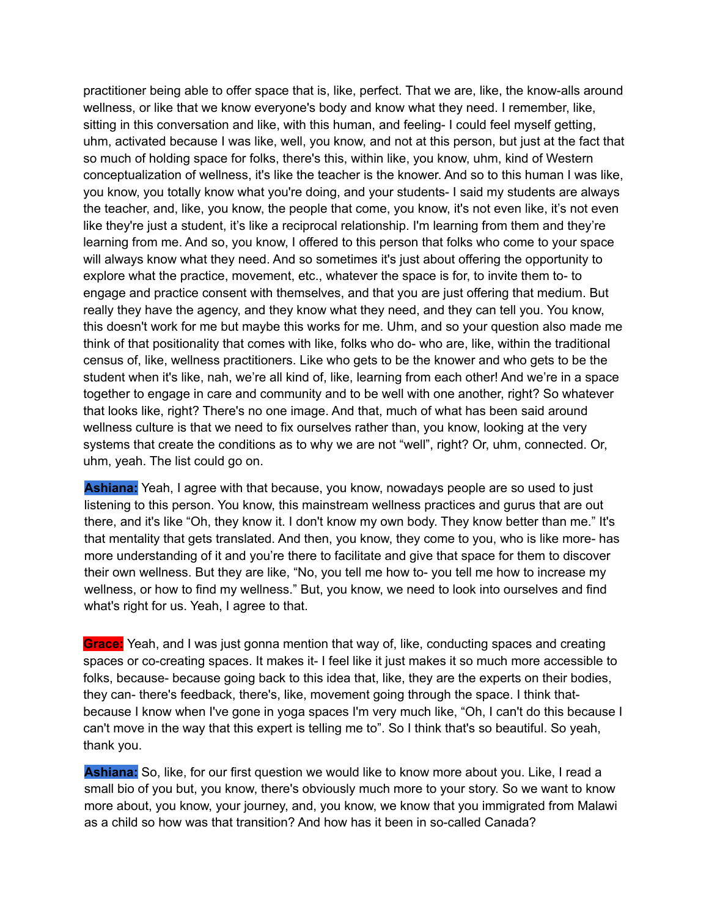practitioner being able to offer space that is, like, perfect. That we are, like, the know-alls around wellness, or like that we know everyone's body and know what they need. I remember, like, sitting in this conversation and like, with this human, and feeling- I could feel myself getting, uhm, activated because I was like, well, you know, and not at this person, but just at the fact that so much of holding space for folks, there's this, within like, you know, uhm, kind of Western conceptualization of wellness, it's like the teacher is the knower. And so to this human I was like, you know, you totally know what you're doing, and your students- I said my students are always the teacher, and, like, you know, the people that come, you know, it's not even like, it's not even like they're just a student, it's like a reciprocal relationship. I'm learning from them and they're learning from me. And so, you know, I offered to this person that folks who come to your space will always know what they need. And so sometimes it's just about offering the opportunity to explore what the practice, movement, etc., whatever the space is for, to invite them to- to engage and practice consent with themselves, and that you are just offering that medium. But really they have the agency, and they know what they need, and they can tell you. You know, this doesn't work for me but maybe this works for me. Uhm, and so your question also made me think of that positionality that comes with like, folks who do- who are, like, within the traditional census of, like, wellness practitioners. Like who gets to be the knower and who gets to be the student when it's like, nah, we're all kind of, like, learning from each other! And we're in a space together to engage in care and community and to be well with one another, right? So whatever that looks like, right? There's no one image. And that, much of what has been said around wellness culture is that we need to fix ourselves rather than, you know, looking at the very systems that create the conditions as to why we are not "well", right? Or, uhm, connected. Or, uhm, yeah. The list could go on.

**Ashiana:** Yeah, I agree with that because, you know, nowadays people are so used to just listening to this person. You know, this mainstream wellness practices and gurus that are out there, and it's like "Oh, they know it. I don't know my own body. They know better than me." It's that mentality that gets translated. And then, you know, they come to you, who is like more- has more understanding of it and you're there to facilitate and give that space for them to discover their own wellness. But they are like, "No, you tell me how to- you tell me how to increase my wellness, or how to find my wellness." But, you know, we need to look into ourselves and find what's right for us. Yeah, I agree to that.

**Grace:** Yeah, and I was just gonna mention that way of, like, conducting spaces and creating spaces or co-creating spaces. It makes it- I feel like it just makes it so much more accessible to folks, because- because going back to this idea that, like, they are the experts on their bodies, they can- there's feedback, there's, like, movement going through the space. I think that- because I know when I've gone in yoga spaces I'm very much like, "Oh, I can't do this because I can't move in the way that this expert is telling me to". So I think that's so beautiful. So yeah, thank you.

**Ashiana:** So, like, for our first question we would like to know more about you. Like, I read a small bio of you but, you know, there's obviously much more to your story. So we want to know more about, you know, your journey, and, you know, we know that you immigrated from Malawi as a child so how was that transition? And how has it been in so-called Canada?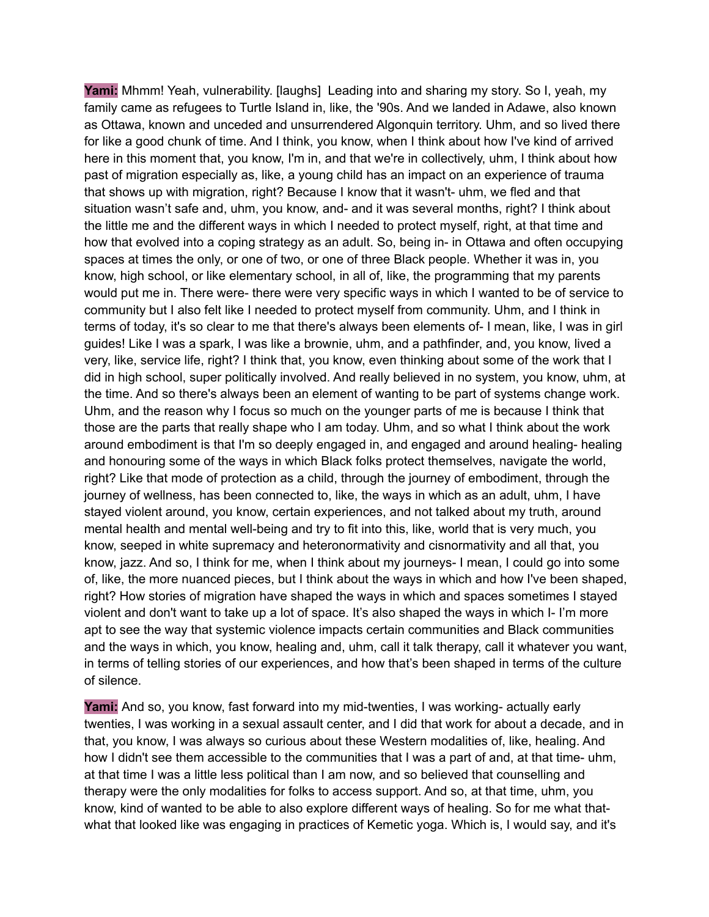**Yami:** Mhmm! Yeah, vulnerability. [laughs] Leading into and sharing my story. So I, yeah, my family came as refugees to Turtle Island in, like, the '90s. And we landed in Adawe, also known as Ottawa, known and unceded and unsurrendered Algonquin territory. Uhm, and so lived there for like a good chunk of time. And I think, you know, when I think about how I've kind of arrived here in this moment that, you know, I'm in, and that we're in collectively, uhm, I think about how past of migration especially as, like, a young child has an impact on an experience of trauma that shows up with migration, right? Because I know that it wasn't- uhm, we fled and that situation wasn't safe and, uhm, you know, and- and it was several months, right? I think about the little me and the different ways in which I needed to protect myself, right, at that time and how that evolved into a coping strategy as an adult. So, being in- in Ottawa and often occupying spaces at times the only, or one of two, or one of three Black people. Whether it was in, you know, high school, or like elementary school, in all of, like, the programming that my parents would put me in. There were- there were very specific ways in which I wanted to be of service to community but I also felt like I needed to protect myself from community. Uhm, and I think in terms of today, it's so clear to me that there's always been elements of- I mean, like, I was in girl guides! Like I was a spark, I was like a brownie, uhm, and a pathfinder, and, you know, lived a very, like, service life, right? I think that, you know, even thinking about some of the work that I did in high school, super politically involved. And really believed in no system, you know, uhm, at the time. And so there's always been an element of wanting to be part of systems change work. Uhm, and the reason why I focus so much on the younger parts of me is because I think that those are the parts that really shape who I am today. Uhm, and so what I think about the work around embodiment is that I'm so deeply engaged in, and engaged and around healing- healing and honouring some of the ways in which Black folks protect themselves, navigate the world, right? Like that mode of protection as a child, through the journey of embodiment, through the journey of wellness, has been connected to, like, the ways in which as an adult, uhm, I have stayed violent around, you know, certain experiences, and not talked about my truth, around mental health and mental well-being and try to fit into this, like, world that is very much, you know, seeped in white supremacy and heteronormativity and cisnormativity and all that, you know, jazz. And so, I think for me, when I think about my journeys- I mean, I could go into some of, like, the more nuanced pieces, but I think about the ways in which and how I've been shaped, right? How stories of migration have shaped the ways in which and spaces sometimes I stayed violent and don't want to take up a lot of space. It's also shaped the ways in which I- I'm more apt to see the way that systemic violence impacts certain communities and Black communities and the ways in which, you know, healing and, uhm, call it talk therapy, call it whatever you want, in terms of telling stories of our experiences, and how that's been shaped in terms of the culture of silence.

**Yami:** And so, you know, fast forward into my mid-twenties, I was working- actually early twenties, I was working in a sexual assault center, and I did that work for about a decade, and in that, you know, I was always so curious about these Western modalities of, like, healing. And how I didn't see them accessible to the communities that I was a part of and, at that time- uhm, at that time I was a little less political than I am now, and so believed that counselling and therapy were the only modalities for folks to access support. And so, at that time, uhm, you know, kind of wanted to be able to also explore different ways of healing. So for me what that- what that looked like was engaging in practices of Kemetic yoga. Which is, I would say, and it's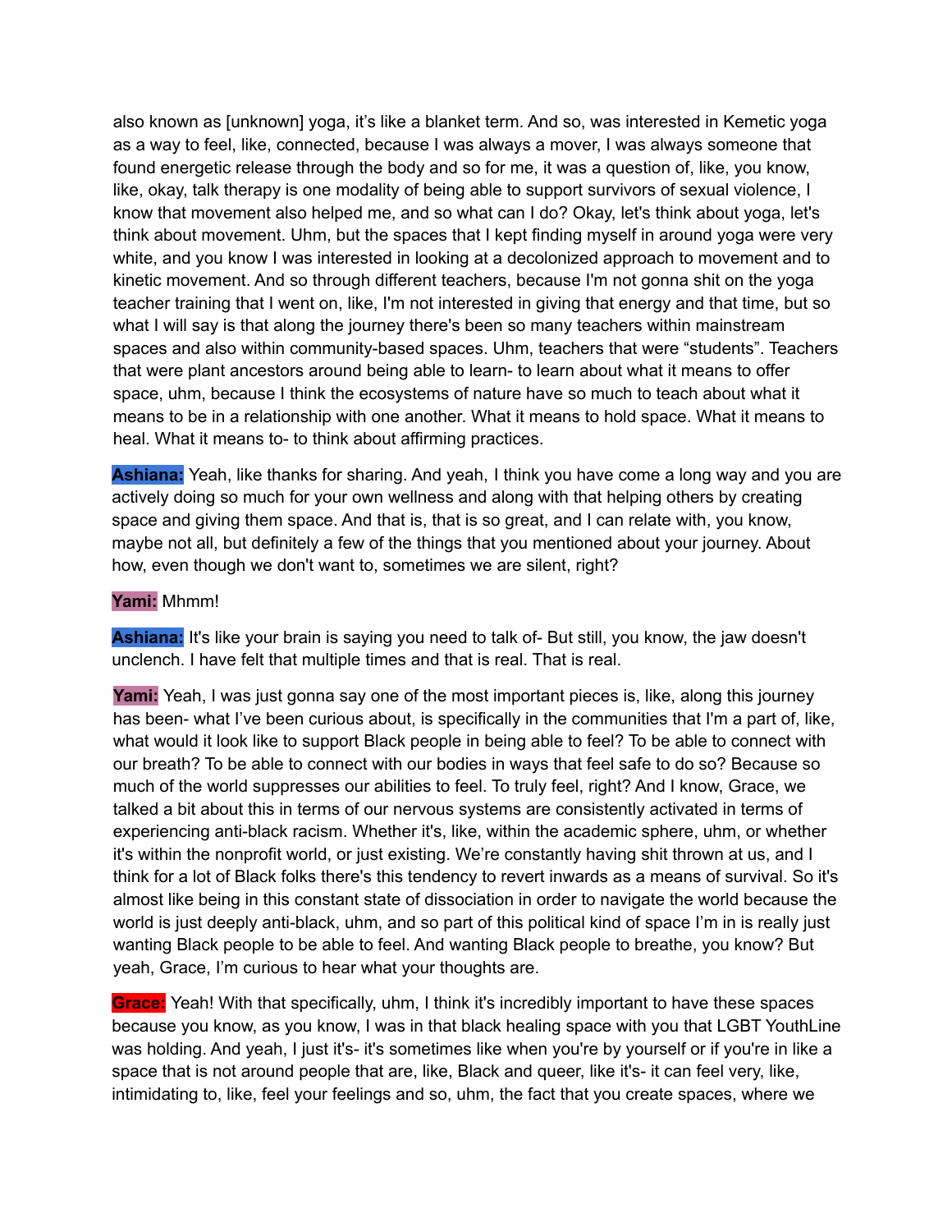also known as [unknown] yoga, it's like a blanket term. And so, was interested in Kemetic yoga as a way to feel, like, connected, because I was always a mover, I was always someone that found energetic release through the body and so for me, it was a question of, like, you know, like, okay, talk therapy is one modality of being able to support survivors of sexual violence, I know that movement also helped me, and so what can I do? Okay, let's think about yoga, let's think about movement. Uhm, but the spaces that I kept finding myself in around yoga were very white, and you know I was interested in looking at a decolonized approach to movement and to kinetic movement. And so through different teachers, because I'm not gonna shit on the yoga teacher training that I went on, like, I'm not interested in giving that energy and that time, but so what I will say is that along the journey there's been so many teachers within mainstream spaces and also within community-based spaces. Uhm, teachers that were "students". Teachers that were plant ancestors around being able to learn- to learn about what it means to offer space, uhm, because I think the ecosystems of nature have so much to teach about what it means to be in a relationship with one another. What it means to hold space. What it means to heal. What it means to- to think about affirming practices.

**Ashiana:** Yeah, like thanks for sharing. And yeah, I think you have come a long way and you are actively doing so much for your own wellness and along with that helping others by creating space and giving them space. And that is, that is so great, and I can relate with, you know, maybe not all, but definitely a few of the things that you mentioned about your journey. About how, even though we don't want to, sometimes we are silent, right?

**Yami:** Mhmm!

**Ashiana:** It's like your brain is saying you need to talk of- But still, you know, the jaw doesn't unclench. I have felt that multiple times and that is real. That is real.

**Yami:** Yeah, I was just gonna say one of the most important pieces is, like, along this journey has been- what I've been curious about, is specifically in the communities that I'm a part of, like, what would it look like to support Black people in being able to feel? To be able to connect with our breath? To be able to connect with our bodies in ways that feel safe to do so? Because so much of the world suppresses our abilities to feel. To truly feel, right? And I know, Grace, we talked a bit about this in terms of our nervous systems are consistently activated in terms of experiencing anti-black racism. Whether it's, like, within the academic sphere, uhm, or whether it's within the nonprofit world, or just existing. We're constantly having shit thrown at us, and I think for a lot of Black folks there's this tendency to revert inwards as a means of survival. So it's almost like being in this constant state of dissociation in order to navigate the world because the world is just deeply anti-black, uhm, and so part of this political kind of space I'm in is really just wanting Black people to be able to feel. And wanting Black people to breathe, you know? But yeah, Grace, I'm curious to hear what your thoughts are.

**Grace:** Yeah! With that specifically, uhm, I think it's incredibly important to have these spaces because you know, as you know, I was in that black healing space with you that LGBT YouthLine was holding. And yeah, I just it's- it's sometimes like when you're by yourself or if you're in like a space that is not around people that are, like, Black and queer, like it's- it can feel very, like, intimidating to, like, feel your feelings and so, uhm, the fact that you create spaces, where we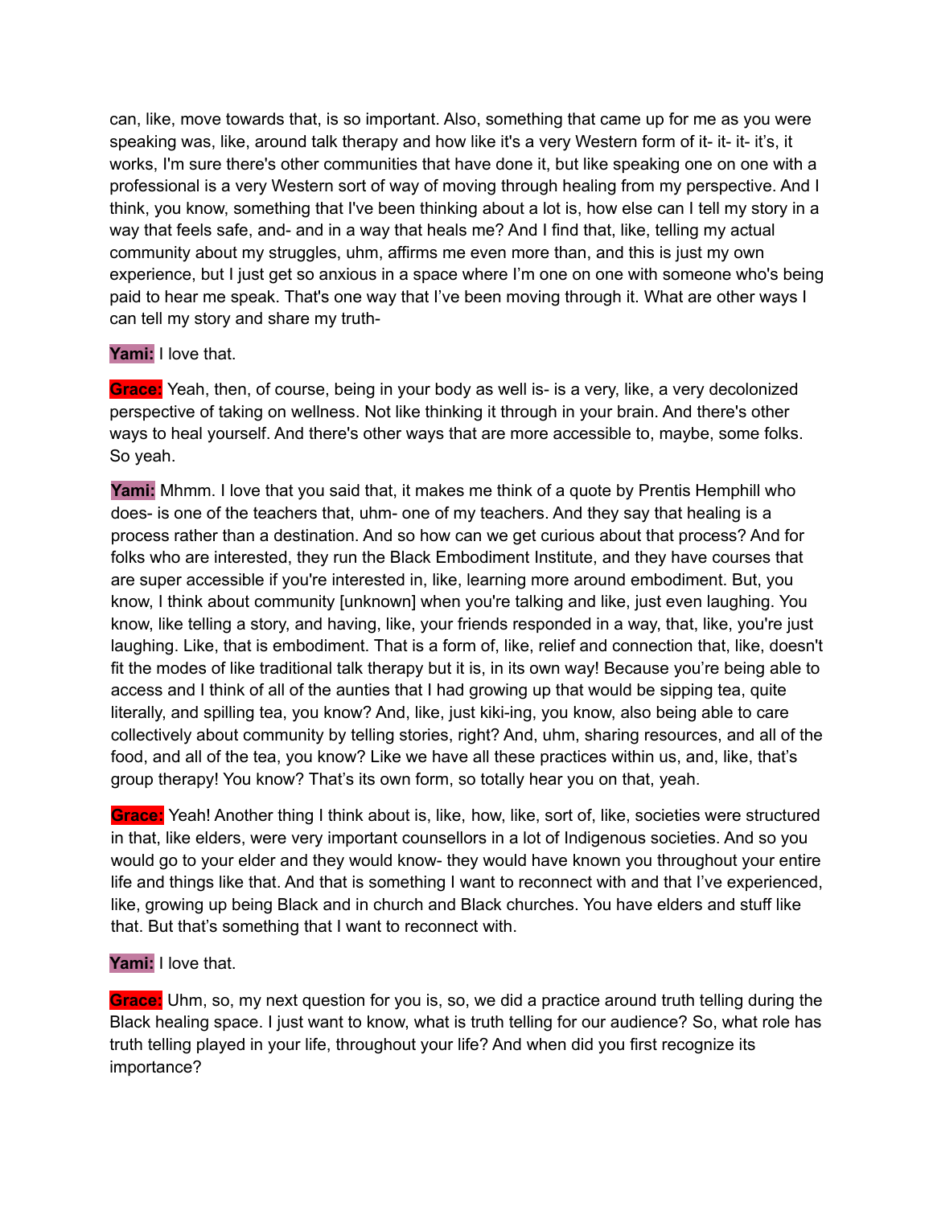can, like, move towards that, is so important. Also, something that came up for me as you were speaking was, like, around talk therapy and how like it's a very Western form of it- it- it- it's, it works, I'm sure there's other communities that have done it, but like speaking one on one with a professional is a very Western sort of way of moving through healing from my perspective. And I think, you know, something that I've been thinking about a lot is, how else can I tell my story in a way that feels safe, and- and in a way that heals me? And I find that, like, telling my actual community about my struggles, uhm, affirms me even more than, and this is just my own experience, but I just get so anxious in a space where I'm one on one with someone who's being paid to hear me speak. That's one way that I've been moving through it. What are other ways I can tell my story and share my truth-

**Yami:** I love that.

**Grace:** Yeah, then, of course, being in your body as well is- is a very, like, a very decolonized perspective of taking on wellness. Not like thinking it through in your brain. And there's other ways to heal yourself. And there's other ways that are more accessible to, maybe, some folks. So yeah.

**Yami:** Mhmm. I love that you said that, it makes me think of a quote by Prentis Hemphill who does- is one of the teachers that, uhm- one of my teachers. And they say that healing is a process rather than a destination. And so how can we get curious about that process? And for folks who are interested, they run the Black Embodiment Institute, and they have courses that are super accessible if you're interested in, like, learning more around embodiment. But, you know, I think about community [unknown] when you're talking and like, just even laughing. You know, like telling a story, and having, like, your friends responded in a way, that, like, you're just laughing. Like, that is embodiment. That is a form of, like, relief and connection that, like, doesn't fit the modes of like traditional talk therapy but it is, in its own way! Because you're being able to access and I think of all of the aunties that I had growing up that would be sipping tea, quite literally, and spilling tea, you know? And, like, just kiki-ing, you know, also being able to care collectively about community by telling stories, right? And, uhm, sharing resources, and all of the food, and all of the tea, you know? Like we have all these practices within us, and, like, that's group therapy! You know? That's its own form, so totally hear you on that, yeah.

**Grace:** Yeah! Another thing I think about is, like, how, like, sort of, like, societies were structured in that, like elders, were very important counsellors in a lot of Indigenous societies. And so you would go to your elder and they would know- they would have known you throughout your entire life and things like that. And that is something I want to reconnect with and that I've experienced, like, growing up being Black and in church and Black churches. You have elders and stuff like that. But that's something that I want to reconnect with.

**Yami:** I love that.

**Grace:** Uhm, so, my next question for you is, so, we did a practice around truth telling during the Black healing space. I just want to know, what is truth telling for our audience? So, what role has truth telling played in your life, throughout your life? And when did you first recognize its importance?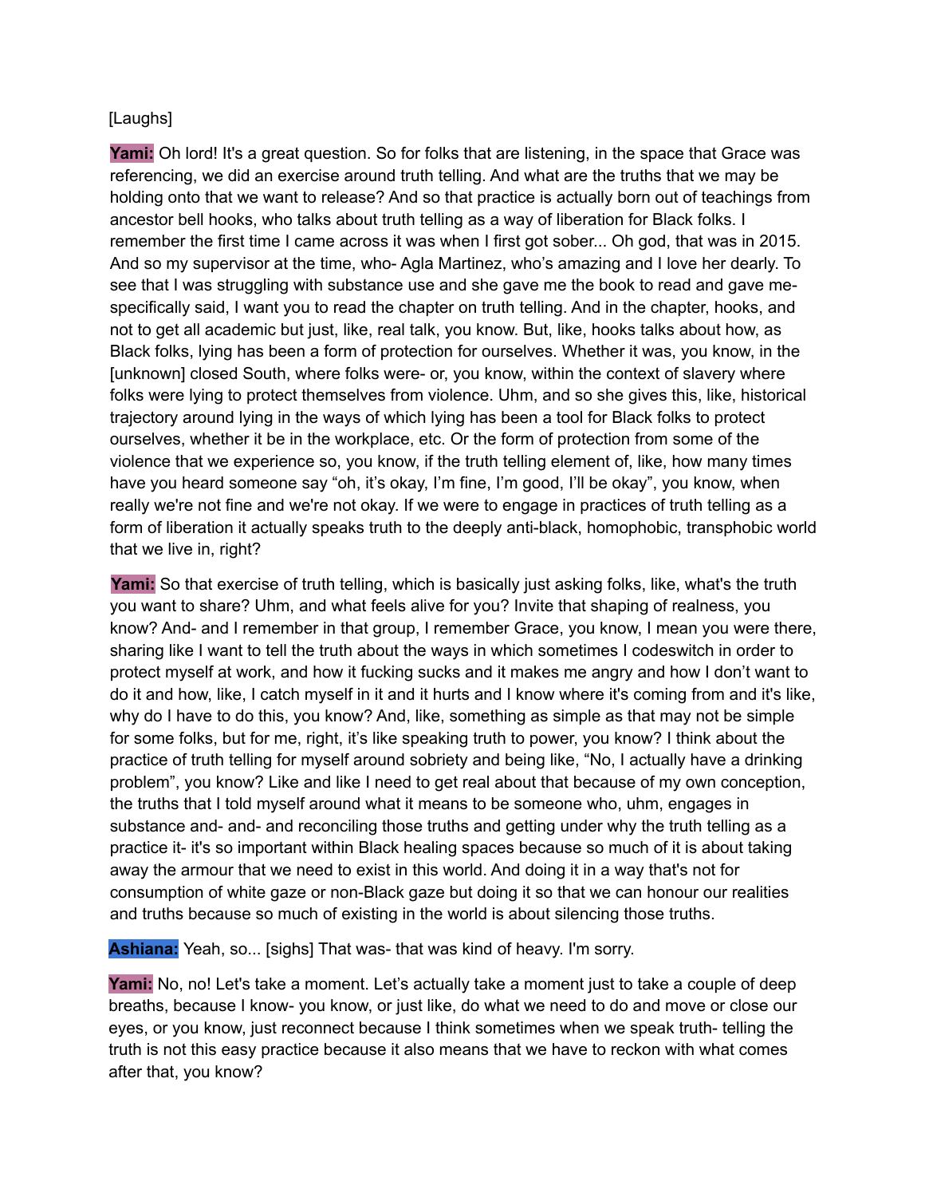[Laughs]

**Yami:** Oh lord! It's a great question. So for folks that are listening, in the space that Grace was referencing, we did an exercise around truth telling. And what are the truths that we may be holding onto that we want to release? And so that practice is actually born out of teachings from ancestor bell hooks, who talks about truth telling as a way of liberation for Black folks. I remember the first time I came across it was when I first got sober... Oh god, that was in 2015. And so my supervisor at the time, who- Agla Martinez, who's amazing and I love her dearly. To see that I was struggling with substance use and she gave me the book to read and gave me- specifically said, I want you to read the chapter on truth telling. And in the chapter, hooks, and not to get all academic but just, like, real talk, you know. But, like, hooks talks about how, as Black folks, lying has been a form of protection for ourselves. Whether it was, you know, in the [unknown] closed South, where folks were- or, you know, within the context of slavery where folks were lying to protect themselves from violence. Uhm, and so she gives this, like, historical trajectory around lying in the ways of which lying has been a tool for Black folks to protect ourselves, whether it be in the workplace, etc. Or the form of protection from some of the violence that we experience so, you know, if the truth telling element of, like, how many times have you heard someone say "oh, it's okay, I'm fine, I'm good, I'll be okay", you know, when really we're not fine and we're not okay. If we were to engage in practices of truth telling as a form of liberation it actually speaks truth to the deeply anti-black, homophobic, transphobic world that we live in, right?

**Yami:** So that exercise of truth telling, which is basically just asking folks, like, what's the truth you want to share? Uhm, and what feels alive for you? Invite that shaping of realness, you know? And- and I remember in that group, I remember Grace, you know, I mean you were there, sharing like I want to tell the truth about the ways in which sometimes I codeswitch in order to protect myself at work, and how it fucking sucks and it makes me angry and how I don't want to do it and how, like, I catch myself in it and it hurts and I know where it's coming from and it's like, why do I have to do this, you know? And, like, something as simple as that may not be simple for some folks, but for me, right, it's like speaking truth to power, you know? I think about the practice of truth telling for myself around sobriety and being like, "No, I actually have a drinking problem", you know? Like and like I need to get real about that because of my own conception, the truths that I told myself around what it means to be someone who, uhm, engages in substance and- and- and reconciling those truths and getting under why the truth telling as a practice it- it's so important within Black healing spaces because so much of it is about taking away the armour that we need to exist in this world. And doing it in a way that's not for consumption of white gaze or non-Black gaze but doing it so that we can honour our realities and truths because so much of existing in the world is about silencing those truths.

**Ashiana:** Yeah, so... [sighs] That was- that was kind of heavy. I'm sorry.

**Yami:** No, no! Let's take a moment. Let's actually take a moment just to take a couple of deep breaths, because I know- you know, or just like, do what we need to do and move or close our eyes, or you know, just reconnect because I think sometimes when we speak truth- telling the truth is not this easy practice because it also means that we have to reckon with what comes after that, you know?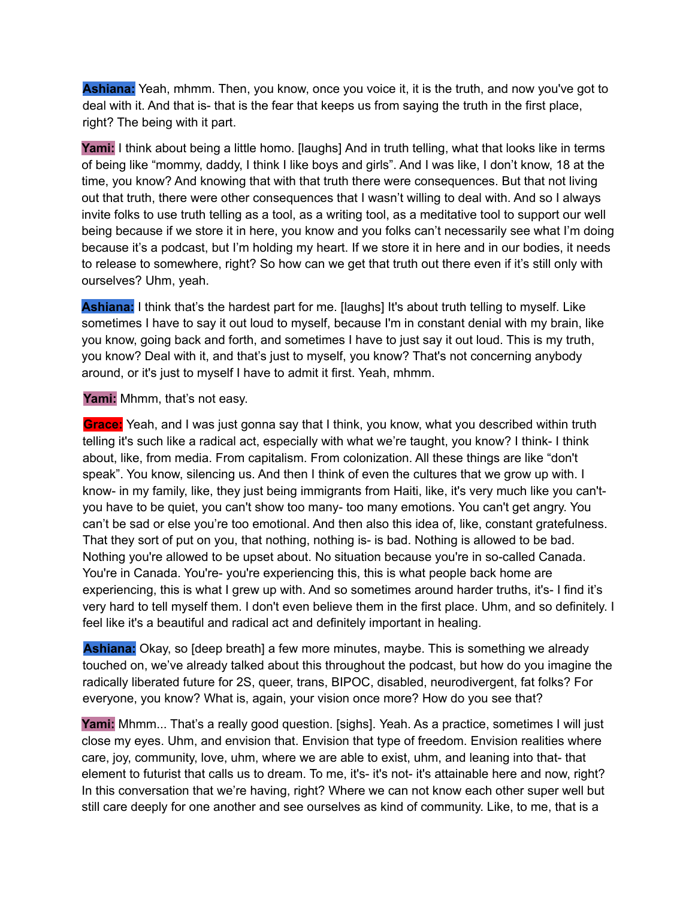**Ashiana:** Yeah, mhmm. Then, you know, once you voice it, it is the truth, and now you've got to deal with it. And that is- that is the fear that keeps us from saying the truth in the first place, right? The being with it part.

**Yami:** I think about being a little homo. [laughs] And in truth telling, what that looks like in terms of being like "mommy, daddy, I think I like boys and girls". And I was like, I don't know, 18 at the time, you know? And knowing that with that truth there were consequences. But that not living out that truth, there were other consequences that I wasn't willing to deal with. And so I always invite folks to use truth telling as a tool, as a writing tool, as a meditative tool to support our well being because if we store it in here, you know and you folks can't necessarily see what I'm doing because it's a podcast, but I'm holding my heart. If we store it in here and in our bodies, it needs to release to somewhere, right? So how can we get that truth out there even if it's still only with ourselves? Uhm, yeah.

**Ashiana:** I think that's the hardest part for me. [laughs] It's about truth telling to myself. Like sometimes I have to say it out loud to myself, because I'm in constant denial with my brain, like you know, going back and forth, and sometimes I have to just say it out loud. This is my truth, you know? Deal with it, and that's just to myself, you know? That's not concerning anybody around, or it's just to myself I have to admit it first. Yeah, mhmm.

**Yami:** Mhmm, that's not easy.

**Grace:** Yeah, and I was just gonna say that I think, you know, what you described within truth telling it's such like a radical act, especially with what we're taught, you know? I think- I think about, like, from media. From capitalism. From colonization. All these things are like "don't speak". You know, silencing us. And then I think of even the cultures that we grow up with. I know- in my family, like, they just being immigrants from Haiti, like, it's very much like you can't- you have to be quiet, you can't show too many- too many emotions. You can't get angry. You can't be sad or else you're too emotional. And then also this idea of, like, constant gratefulness. That they sort of put on you, that nothing, nothing is- is bad. Nothing is allowed to be bad. Nothing you're allowed to be upset about. No situation because you're in so-called Canada. You're in Canada. You're- you're experiencing this, this is what people back home are experiencing, this is what I grew up with. And so sometimes around harder truths, it's- I find it's very hard to tell myself them. I don't even believe them in the first place. Uhm, and so definitely. I feel like it's a beautiful and radical act and definitely important in healing.

**Ashiana:** Okay, so [deep breath] a few more minutes, maybe. This is something we already touched on, we've already talked about this throughout the podcast, but how do you imagine the radically liberated future for 2S, queer, trans, BIPOC, disabled, neurodivergent, fat folks? For everyone, you know? What is, again, your vision once more? How do you see that?

**Yami:** Mhmm... That's a really good question. [sighs]. Yeah. As a practice, sometimes I will just close my eyes. Uhm, and envision that. Envision that type of freedom. Envision realities where care, joy, community, love, uhm, where we are able to exist, uhm, and leaning into that- that element to futurist that calls us to dream. To me, it's- it's not- it's attainable here and now, right? In this conversation that we're having, right? Where we can not know each other super well but still care deeply for one another and see ourselves as kind of community. Like, to me, that is a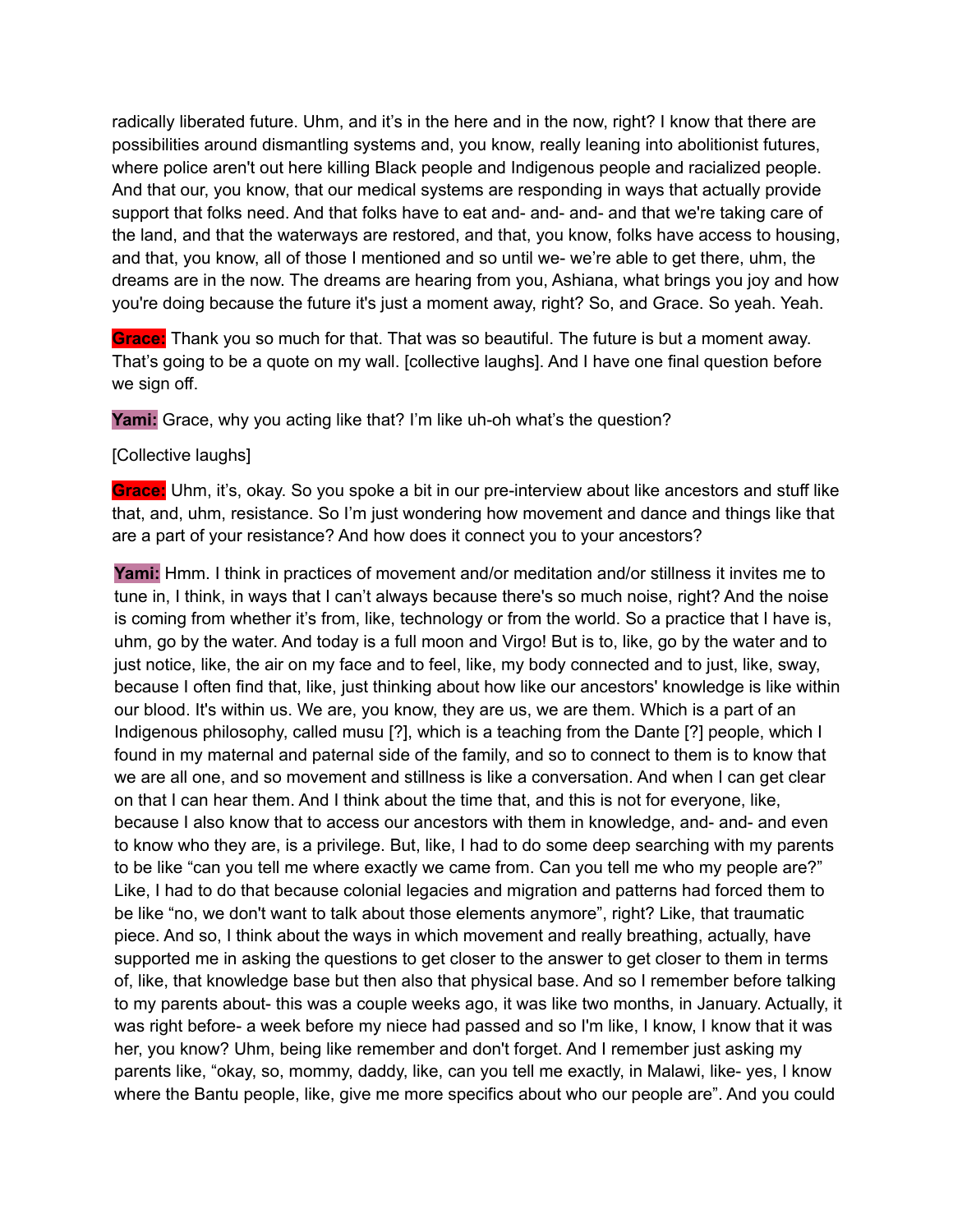radically liberated future. Uhm, and it's in the here and in the now, right? I know that there are possibilities around dismantling systems and, you know, really leaning into abolitionist futures, where police aren't out here killing Black people and Indigenous people and racialized people. And that our, you know, that our medical systems are responding in ways that actually provide support that folks need. And that folks have to eat and- and- and- and that we're taking care of the land, and that the waterways are restored, and that, you know, folks have access to housing, and that, you know, all of those I mentioned and so until we- we're able to get there, uhm, the dreams are in the now. The dreams are hearing from you, Ashiana, what brings you joy and how you're doing because the future it's just a moment away, right? So, and Grace. So yeah. Yeah.

**Grace:** Thank you so much for that. That was so beautiful. The future is but a moment away. That's going to be a quote on my wall. [collective laughs]. And I have one final question before we sign off.

**Yami:** Grace, why you acting like that? I'm like uh-oh what's the question?

[Collective laughs]

**Grace:** Uhm, it's, okay. So you spoke a bit in our pre-interview about like ancestors and stuff like that, and, uhm, resistance. So I'm just wondering how movement and dance and things like that are a part of your resistance? And how does it connect you to your ancestors?

**Yami:** Hmm. I think in practices of movement and/or meditation and/or stillness it invites me to tune in, I think, in ways that I can't always because there's so much noise, right? And the noise is coming from whether it's from, like, technology or from the world. So a practice that I have is, uhm, go by the water. And today is a full moon and Virgo! But is to, like, go by the water and to just notice, like, the air on my face and to feel, like, my body connected and to just, like, sway, because I often find that, like, just thinking about how like our ancestors' knowledge is like within our blood. It's within us. We are, you know, they are us, we are them. Which is a part of an Indigenous philosophy, called musu [?], which is a teaching from the Dante [?] people, which I found in my maternal and paternal side of the family, and so to connect to them is to know that we are all one, and so movement and stillness is like a conversation. And when I can get clear on that I can hear them. And I think about the time that, and this is not for everyone, like, because I also know that to access our ancestors with them in knowledge, and- and- and even to know who they are, is a privilege. But, like, I had to do some deep searching with my parents to be like "can you tell me where exactly we came from. Can you tell me who my people are?" Like, I had to do that because colonial legacies and migration and patterns had forced them to be like "no, we don't want to talk about those elements anymore", right? Like, that traumatic piece. And so, I think about the ways in which movement and really breathing, actually, have supported me in asking the questions to get closer to the answer to get closer to them in terms of, like, that knowledge base but then also that physical base. And so I remember before talking to my parents about- this was a couple weeks ago, it was like two months, in January. Actually, it was right before- a week before my niece had passed and so I'm like, I know, I know that it was her, you know? Uhm, being like remember and don't forget. And I remember just asking my parents like, "okay, so, mommy, daddy, like, can you tell me exactly, in Malawi, like- yes, I know where the Bantu people, like, give me more specifics about who our people are". And you could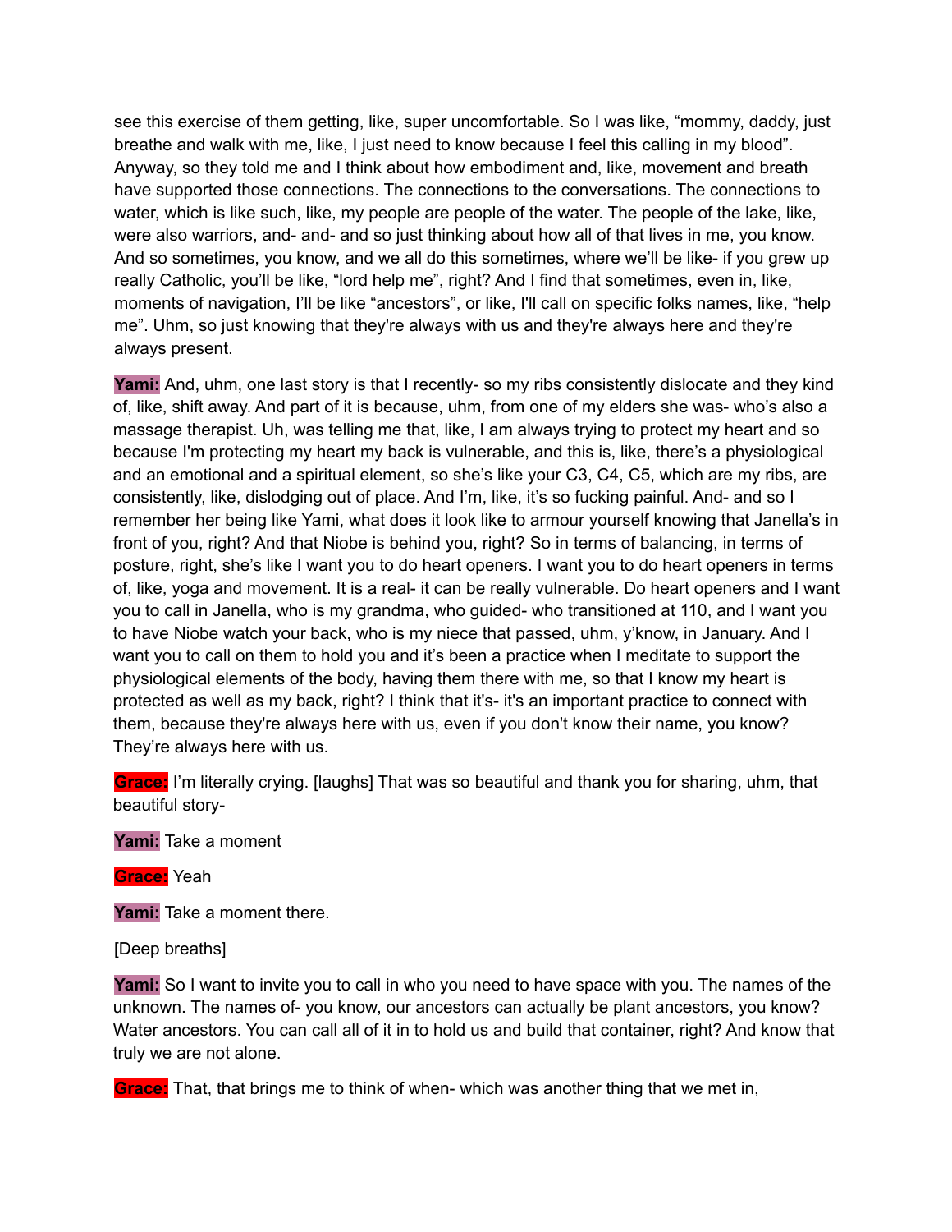see this exercise of them getting, like, super uncomfortable. So I was like, "mommy, daddy, just breathe and walk with me, like, I just need to know because I feel this calling in my blood". Anyway, so they told me and I think about how embodiment and, like, movement and breath have supported those connections. The connections to the conversations. The connections to water, which is like such, like, my people are people of the water. The people of the lake, like, were also warriors, and- and- and so just thinking about how all of that lives in me, you know. And so sometimes, you know, and we all do this sometimes, where we'll be like- if you grew up really Catholic, you'll be like, "lord help me", right? And I find that sometimes, even in, like, moments of navigation, I'll be like "ancestors", or like, I'll call on specific folks names, like, "help me". Uhm, so just knowing that they're always with us and they're always here and they're always present.

**Yami:** And, uhm, one last story is that I recently- so my ribs consistently dislocate and they kind of, like, shift away. And part of it is because, uhm, from one of my elders she was- who's also a massage therapist. Uh, was telling me that, like, I am always trying to protect my heart and so because I'm protecting my heart my back is vulnerable, and this is, like, there's a physiological and an emotional and a spiritual element, so she's like your C3, C4, C5, which are my ribs, are consistently, like, dislodging out of place. And I'm, like, it's so fucking painful. And- and so I remember her being like Yami, what does it look like to armour yourself knowing that Janella's in front of you, right? And that Niobe is behind you, right? So in terms of balancing, in terms of posture, right, she's like I want you to do heart openers. I want you to do heart openers in terms of, like, yoga and movement. It is a real- it can be really vulnerable. Do heart openers and I want you to call in Janella, who is my grandma, who guided- who transitioned at 110, and I want you to have Niobe watch your back, who is my niece that passed, uhm, y'know, in January. And I want you to call on them to hold you and it's been a practice when I meditate to support the physiological elements of the body, having them there with me, so that I know my heart is protected as well as my back, right? I think that it's- it's an important practice to connect with them, because they're always here with us, even if you don't know their name, you know? They're always here with us.

**Grace:** I'm literally crying. [laughs] That was so beautiful and thank you for sharing, uhm, that beautiful story-

**Yami:** Take a moment

**Grace:** Yeah

**Yami:** Take a moment there.

[Deep breaths]

**Yami:** So I want to invite you to call in who you need to have space with you. The names of the unknown. The names of- you know, our ancestors can actually be plant ancestors, you know? Water ancestors. You can call all of it in to hold us and build that container, right? And know that truly we are not alone.

**Grace:** That, that brings me to think of when- which was another thing that we met in,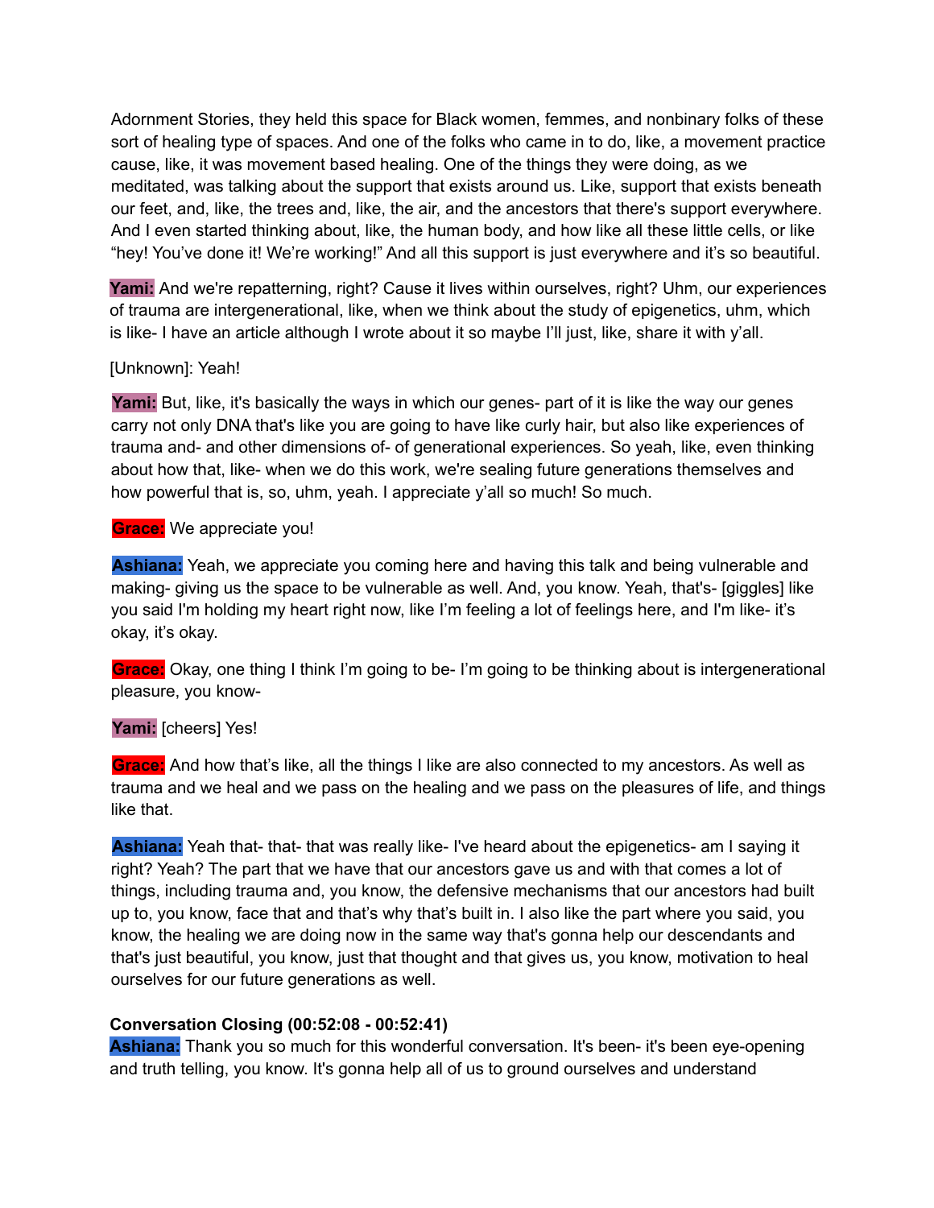Adornment Stories, they held this space for Black women, femmes, and nonbinary folks of these sort of healing type of spaces. And one of the folks who came in to do, like, a movement practice cause, like, it was movement based healing. One of the things they were doing, as we meditated, was talking about the support that exists around us. Like, support that exists beneath our feet, and, like, the trees and, like, the air, and the ancestors that there's support everywhere. And I even started thinking about, like, the human body, and how like all these little cells, or like "hey! You've done it! We're working!" And all this support is just everywhere and it's so beautiful.

**Yami:** And we're repatterning, right? Cause it lives within ourselves, right? Uhm, our experiences of trauma are intergenerational, like, when we think about the study of epigenetics, uhm, which is like- I have an article although I wrote about it so maybe I'll just, like, share it with y'all.

[Unknown]: Yeah!

**Yami:** But, like, it's basically the ways in which our genes- part of it is like the way our genes carry not only DNA that's like you are going to have like curly hair, but also like experiences of trauma and- and other dimensions of- of generational experiences. So yeah, like, even thinking about how that, like- when we do this work, we're sealing future generations themselves and how powerful that is, so, uhm, yeah. I appreciate y'all so much! So much.

**Grace:** We appreciate you!

**Ashiana:** Yeah, we appreciate you coming here and having this talk and being vulnerable and making- giving us the space to be vulnerable as well. And, you know. Yeah, that's- [giggles] like you said I'm holding my heart right now, like I'm feeling a lot of feelings here, and I'm like- it's okay, it's okay.

**Grace:** Okay, one thing I think I'm going to be- I'm going to be thinking about is intergenerational pleasure, you know-

**Yami:** [cheers] Yes!

**Grace:** And how that's like, all the things I like are also connected to my ancestors. As well as trauma and we heal and we pass on the healing and we pass on the pleasures of life, and things like that.

**Ashiana:** Yeah that- that- that was really like- I've heard about the epigenetics- am I saying it right? Yeah? The part that we have that our ancestors gave us and with that comes a lot of things, including trauma and, you know, the defensive mechanisms that our ancestors had built up to, you know, face that and that's why that's built in. I also like the part where you said, you know, the healing we are doing now in the same way that's gonna help our descendants and that's just beautiful, you know, just that thought and that gives us, you know, motivation to heal ourselves for our future generations as well.

**Conversation Closing (00:52:08 - 00:52:41)**

**Ashiana:** Thank you so much for this wonderful conversation. It's been- it's been eye-opening and truth telling, you know. It's gonna help all of us to ground ourselves and understand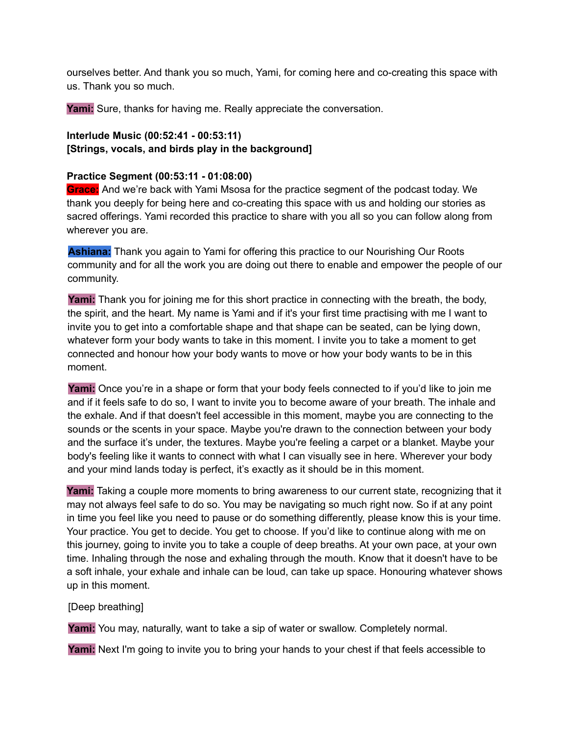ourselves better. And thank you so much, Yami, for coming here and co-creating this space with us. Thank you so much.

**Yami:** Sure, thanks for having me. Really appreciate the conversation.

**Interlude Music (00:52:41 - 00:53:11)**
**[Strings, vocals, and birds play in the background]**

**Practice Segment (00:53:11 - 01:08:00)**
**Grace:** And we're back with Yami Msosa for the practice segment of the podcast today. We thank you deeply for being here and co-creating this space with us and holding our stories as sacred offerings. Yami recorded this practice to share with you all so you can follow along from wherever you are.

**Ashiana:** Thank you again to Yami for offering this practice to our Nourishing Our Roots community and for all the work you are doing out there to enable and empower the people of our community.

**Yami:** Thank you for joining me for this short practice in connecting with the breath, the body, the spirit, and the heart. My name is Yami and if it's your first time practising with me I want to invite you to get into a comfortable shape and that shape can be seated, can be lying down, whatever form your body wants to take in this moment. I invite you to take a moment to get connected and honour how your body wants to move or how your body wants to be in this moment.

**Yami:** Once you're in a shape or form that your body feels connected to if you'd like to join me and if it feels safe to do so, I want to invite you to become aware of your breath. The inhale and the exhale. And if that doesn't feel accessible in this moment, maybe you are connecting to the sounds or the scents in your space. Maybe you're drawn to the connection between your body and the surface it's under, the textures. Maybe you're feeling a carpet or a blanket. Maybe your body's feeling like it wants to connect with what I can visually see in here. Wherever your body and your mind lands today is perfect, it's exactly as it should be in this moment.

**Yami:** Taking a couple more moments to bring awareness to our current state, recognizing that it may not always feel safe to do so. You may be navigating so much right now. So if at any point in time you feel like you need to pause or do something differently, please know this is your time. Your practice. You get to decide. You get to choose. If you'd like to continue along with me on this journey, going to invite you to take a couple of deep breaths. At your own pace, at your own time. Inhaling through the nose and exhaling through the mouth. Know that it doesn't have to be a soft inhale, your exhale and inhale can be loud, can take up space. Honouring whatever shows up in this moment.

[Deep breathing]

**Yami:** You may, naturally, want to take a sip of water or swallow. Completely normal.

**Yami:** Next I'm going to invite you to bring your hands to your chest if that feels accessible to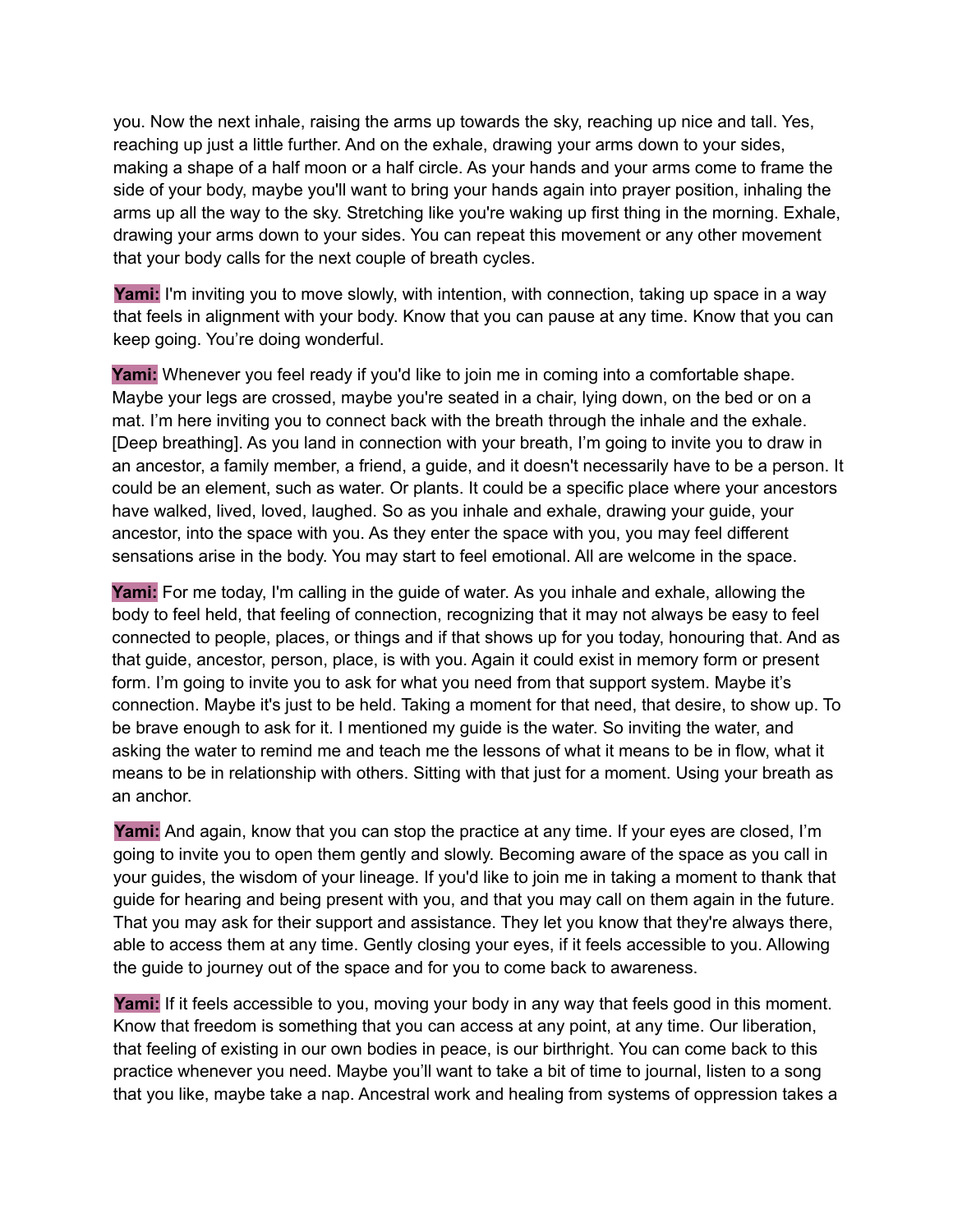you. Now the next inhale, raising the arms up towards the sky, reaching up nice and tall. Yes, reaching up just a little further. And on the exhale, drawing your arms down to your sides, making a shape of a half moon or a half circle. As your hands and your arms come to frame the side of your body, maybe you'll want to bring your hands again into prayer position, inhaling the arms up all the way to the sky. Stretching like you're waking up first thing in the morning. Exhale, drawing your arms down to your sides. You can repeat this movement or any other movement that your body calls for the next couple of breath cycles.

**Yami:** I'm inviting you to move slowly, with intention, with connection, taking up space in a way that feels in alignment with your body. Know that you can pause at any time. Know that you can keep going. You're doing wonderful.

**Yami:** Whenever you feel ready if you'd like to join me in coming into a comfortable shape. Maybe your legs are crossed, maybe you're seated in a chair, lying down, on the bed or on a mat. I'm here inviting you to connect back with the breath through the inhale and the exhale. [Deep breathing]. As you land in connection with your breath, I'm going to invite you to draw in an ancestor, a family member, a friend, a guide, and it doesn't necessarily have to be a person. It could be an element, such as water. Or plants. It could be a specific place where your ancestors have walked, lived, loved, laughed. So as you inhale and exhale, drawing your guide, your ancestor, into the space with you. As they enter the space with you, you may feel different sensations arise in the body. You may start to feel emotional. All are welcome in the space.

**Yami:** For me today, I'm calling in the guide of water. As you inhale and exhale, allowing the body to feel held, that feeling of connection, recognizing that it may not always be easy to feel connected to people, places, or things and if that shows up for you today, honouring that. And as that guide, ancestor, person, place, is with you. Again it could exist in memory form or present form. I'm going to invite you to ask for what you need from that support system. Maybe it's connection. Maybe it's just to be held. Taking a moment for that need, that desire, to show up. To be brave enough to ask for it. I mentioned my guide is the water. So inviting the water, and asking the water to remind me and teach me the lessons of what it means to be in flow, what it means to be in relationship with others. Sitting with that just for a moment. Using your breath as an anchor.

**Yami:** And again, know that you can stop the practice at any time. If your eyes are closed, I'm going to invite you to open them gently and slowly. Becoming aware of the space as you call in your guides, the wisdom of your lineage. If you'd like to join me in taking a moment to thank that guide for hearing and being present with you, and that you may call on them again in the future. That you may ask for their support and assistance. They let you know that they're always there, able to access them at any time. Gently closing your eyes, if it feels accessible to you. Allowing the guide to journey out of the space and for you to come back to awareness.

**Yami:** If it feels accessible to you, moving your body in any way that feels good in this moment. Know that freedom is something that you can access at any point, at any time. Our liberation, that feeling of existing in our own bodies in peace, is our birthright. You can come back to this practice whenever you need. Maybe you'll want to take a bit of time to journal, listen to a song that you like, maybe take a nap. Ancestral work and healing from systems of oppression takes a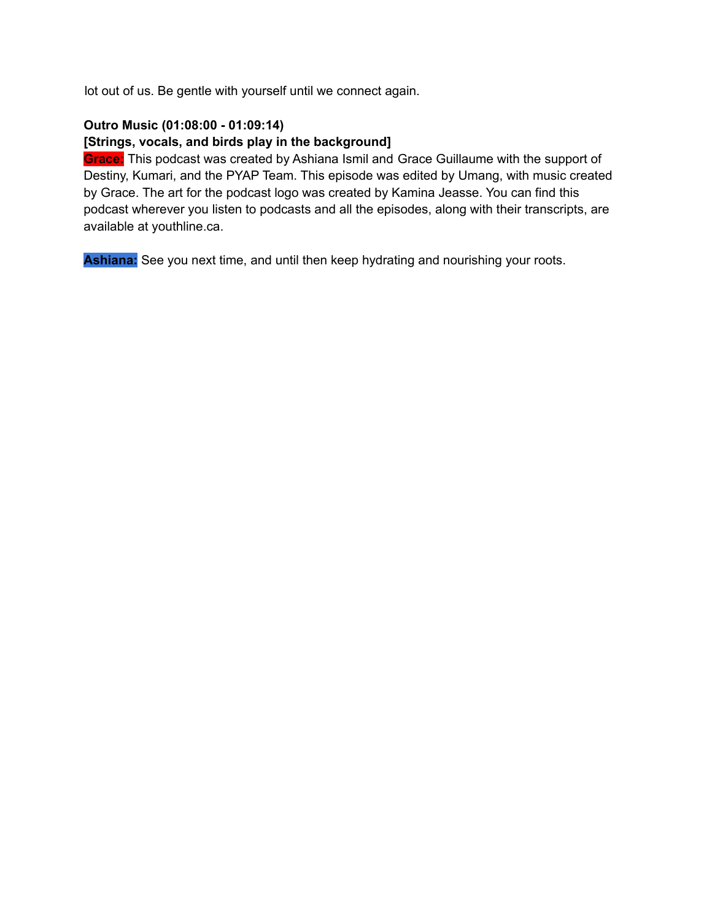lot out of us. Be gentle with yourself until we connect again.

**Outro Music (01:08:00 - 01:09:14)**
**[Strings, vocals, and birds play in the background]**

**Grace:** This podcast was created by Ashiana Ismil and Grace Guillaume with the support of Destiny, Kumari, and the PYAP Team. This episode was edited by Umang, with music created by Grace. The art for the podcast logo was created by Kamina Jeasse. You can find this podcast wherever you listen to podcasts and all the episodes, along with their transcripts, are available at youthline.ca.

**Ashiana:** See you next time, and until then keep hydrating and nourishing your roots.